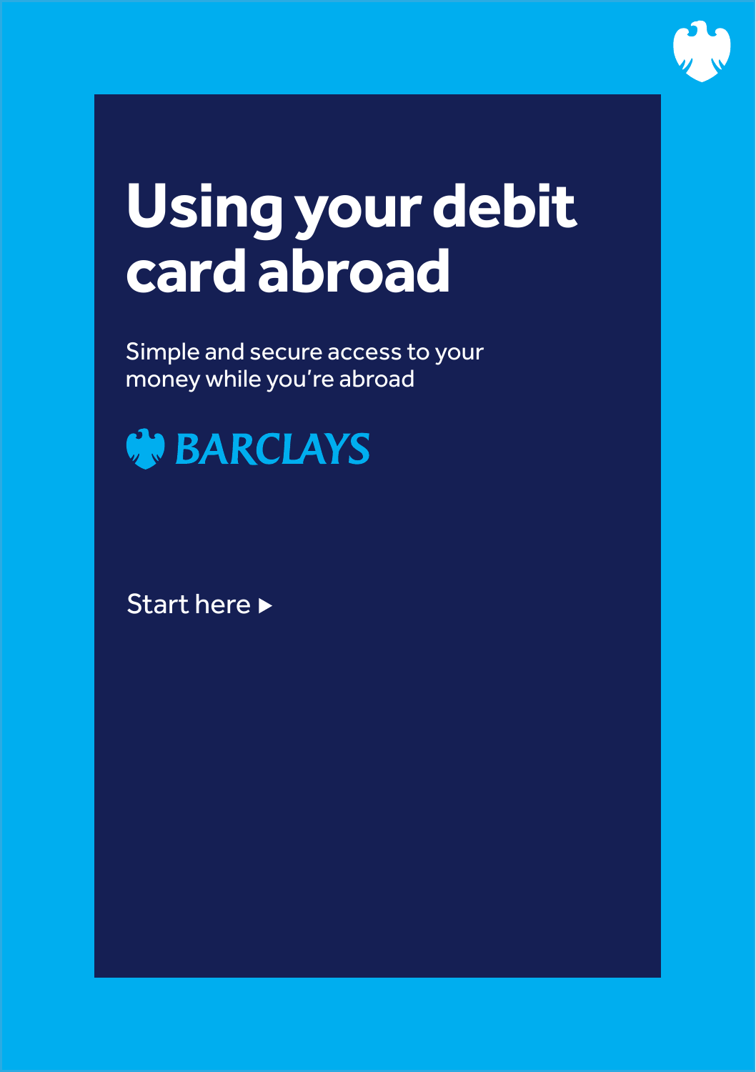# Using your debit card abroad

Simple and secure access to your money while you're abroad

BARCLAYS

Start here ▶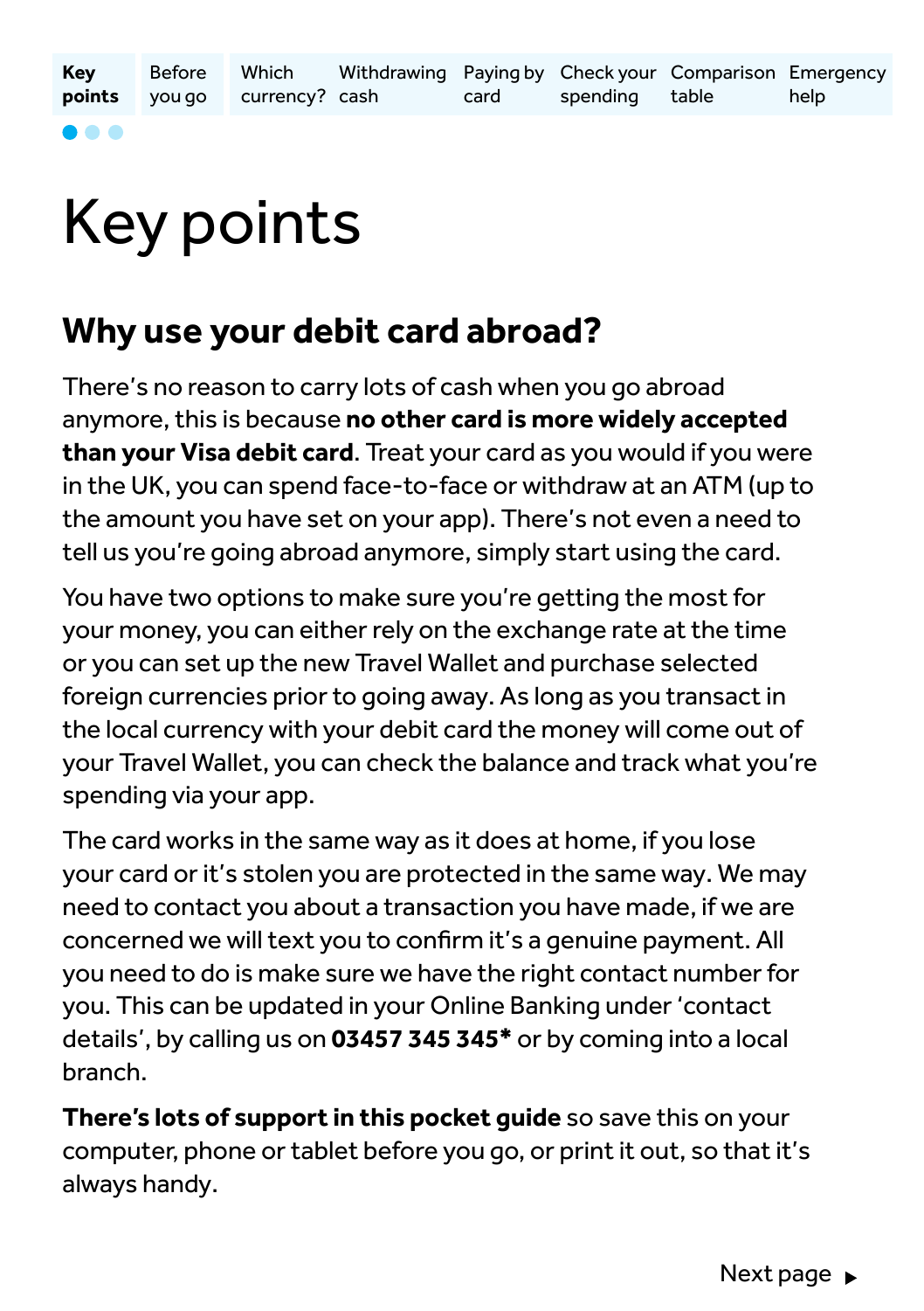# Key points

## Why use your debit card abroad?

There's no reason to carry lots of cash when you go abroad anymore, this is because **no other card is more widely accepted than your Visa debit card**. Treat your card as you would if you were in the UK, you can spend face-to-face or withdraw at an ATM (up to the amount you have set on your app). There's not even a need to tell us you're going abroad anymore, simply start using the card.

You have two options to make sure you're getting the most for your money, you can either rely on the exchange rate at the time or you can set up the new Travel Wallet and purchase selected foreign currencies prior to going away. As long as you transact in the local currency with your debit card the money will come out of your Travel Wallet, you can check the balance and track what you're spending via your app.

The card works in the same way as it does at home, if you lose your card or it's stolen you are protected in the same way. We may need to contact you about a transaction you have made, if we are concerned we will text you to confirm it's a genuine payment. All you need to do is make sure we have the right contact number for you. This can be updated in your Online Banking under 'contact details', by calling us on **03457 345 345*** or by coming into a local branch.

**There's lots of support in this pocket guide** so save this on your computer, phone or tablet before you go, or print it out, so that it's always handy.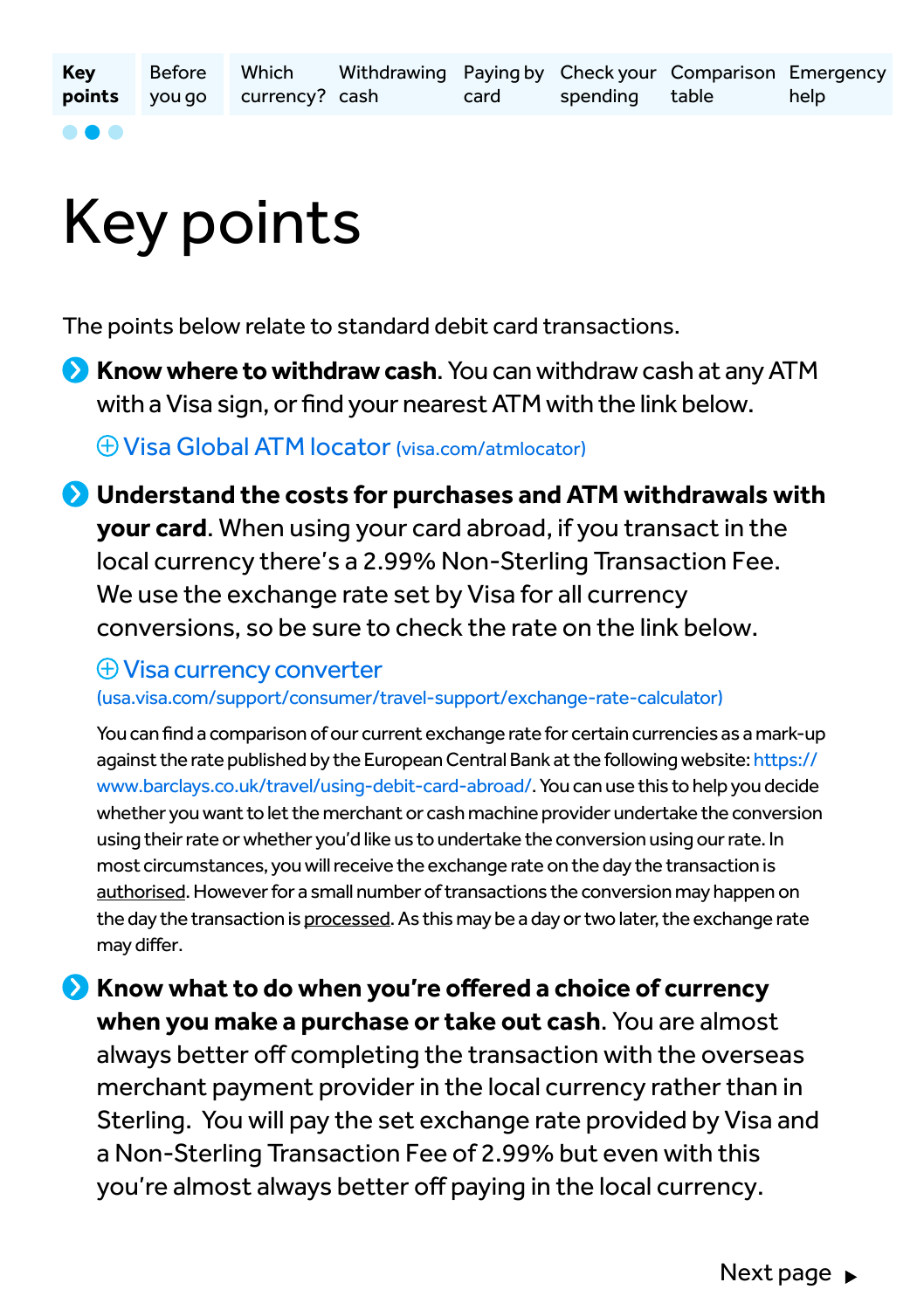# Key points

The points below relate to standard debit card transactions.

- **Know where to withdraw cash**. You can withdraw cash at any ATM with a Visa sign, or find your nearest ATM with the link below.

  ⊕ Visa Global ATM locator (visa.com/atmlocator)

- **Understand the costs for purchases and ATM withdrawals with your card**. When using your card abroad, if you transact in the local currency there's a 2.99% Non-Sterling Transaction Fee. We use the exchange rate set by Visa for all currency conversions, so be sure to check the rate on the link below.

  ⊕ Visa currency converter (usa.visa.com/support/consumer/travel-support/exchange-rate-calculator)

  You can find a comparison of our current exchange rate for certain currencies as a mark-up against the rate published by the European Central Bank at the following website: https://www.barclays.co.uk/travel/using-debit-card-abroad/. You can use this to help you decide whether you want to let the merchant or cash machine provider undertake the conversion using their rate or whether you'd like us to undertake the conversion using our rate. In most circumstances, you will receive the exchange rate on the day the transaction is authorised. However for a small number of transactions the conversion may happen on the day the transaction is processed. As this may be a day or two later, the exchange rate may differ.

- **Know what to do when you're offered a choice of currency when you make a purchase or take out cash**. You are almost always better off completing the transaction with the overseas merchant payment provider in the local currency rather than in Sterling. You will pay the set exchange rate provided by Visa and a Non-Sterling Transaction Fee of 2.99% but even with this you're almost always better off paying in the local currency.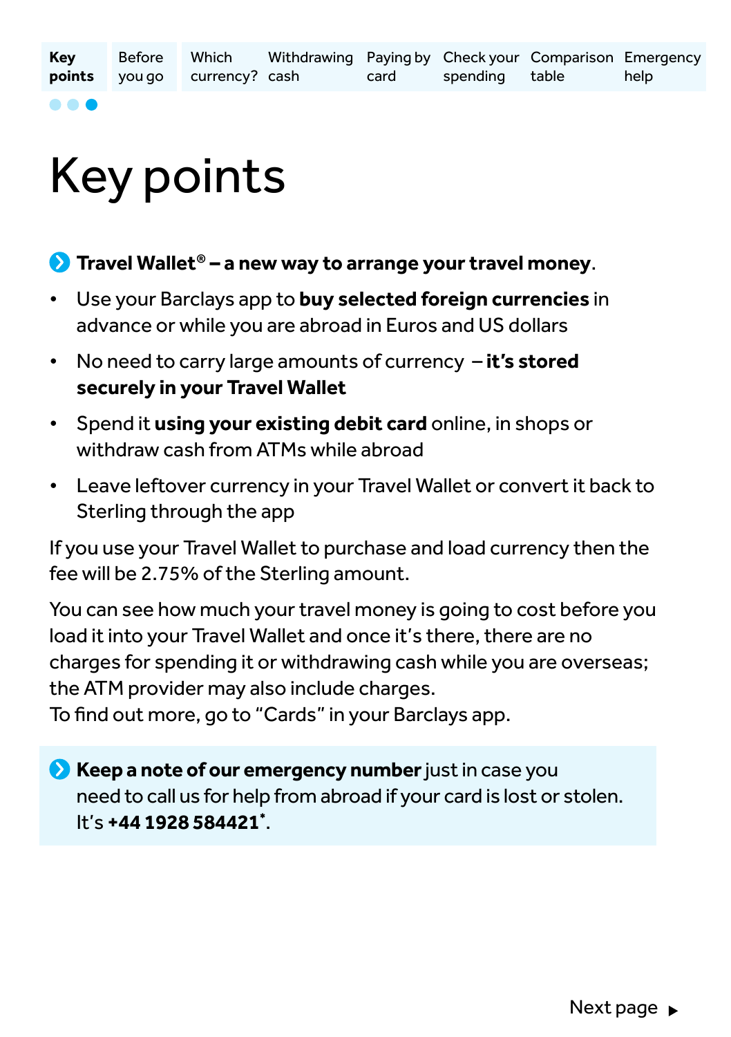# Key points

**Travel Wallet® – a new way to arrange your travel money**.

- Use your Barclays app to **buy selected foreign currencies** in advance or while you are abroad in Euros and US dollars
- No need to carry large amounts of currency – **it's stored securely in your Travel Wallet**
- Spend it **using your existing debit card** online, in shops or withdraw cash from ATMs while abroad
- Leave leftover currency in your Travel Wallet or convert it back to Sterling through the app

If you use your Travel Wallet to purchase and load currency then the fee will be 2.75% of the Sterling amount.

You can see how much your travel money is going to cost before you load it into your Travel Wallet and once it's there, there are no charges for spending it or withdrawing cash while you are overseas; the ATM provider may also include charges.
To find out more, go to "Cards" in your Barclays app.

**Keep a note of our emergency number** just in case you need to call us for help from abroad if your card is lost or stolen. It's **+44 1928 584421***.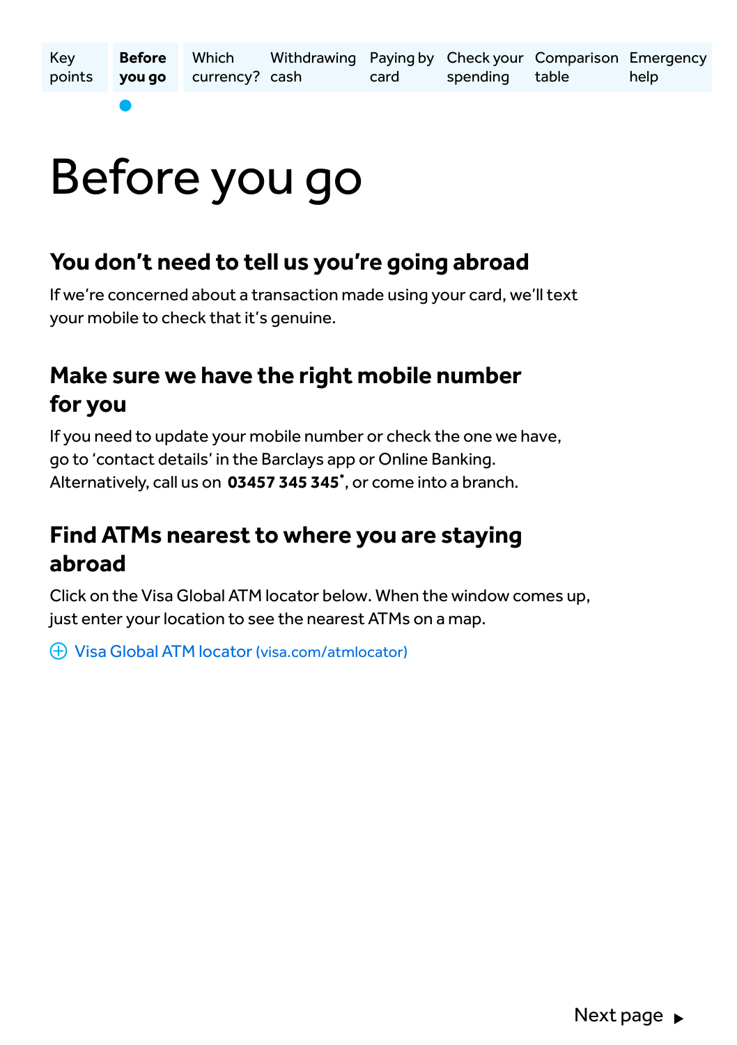# Before you go

## You don't need to tell us you're going abroad

If we're concerned about a transaction made using your card, we'll text your mobile to check that it's genuine.

## Make sure we have the right mobile number for you

If you need to update your mobile number or check the one we have, go to 'contact details' in the Barclays app or Online Banking. Alternatively, call us on **03457 345 345***, or come into a branch.

## Find ATMs nearest to where you are staying abroad

Click on the Visa Global ATM locator below. When the window comes up, just enter your location to see the nearest ATMs on a map.

Visa Global ATM locator (visa.com/atmlocator)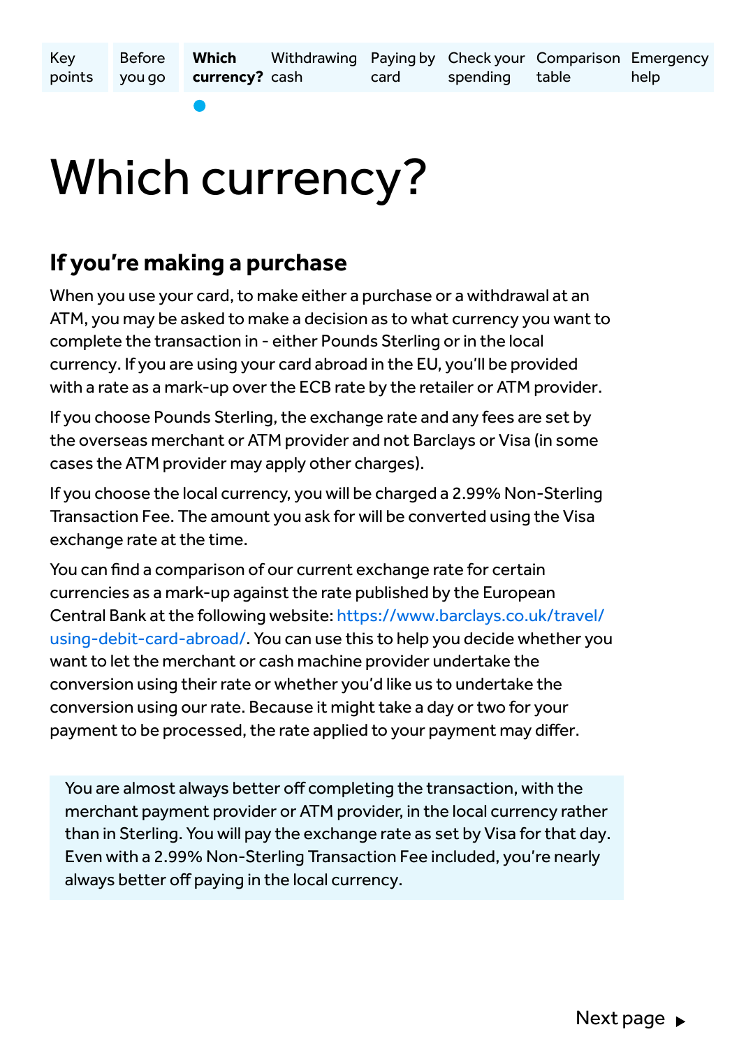# Which currency?

## If you're making a purchase

When you use your card, to make either a purchase or a withdrawal at an ATM, you may be asked to make a decision as to what currency you want to complete the transaction in - either Pounds Sterling or in the local currency. If you are using your card abroad in the EU, you'll be provided with a rate as a mark-up over the ECB rate by the retailer or ATM provider.

If you choose Pounds Sterling, the exchange rate and any fees are set by the overseas merchant or ATM provider and not Barclays or Visa (in some cases the ATM provider may apply other charges).

If you choose the local currency, you will be charged a 2.99% Non-Sterling Transaction Fee. The amount you ask for will be converted using the Visa exchange rate at the time.

You can find a comparison of our current exchange rate for certain currencies as a mark-up against the rate published by the European Central Bank at the following website: https://www.barclays.co.uk/travel/using-debit-card-abroad/. You can use this to help you decide whether you want to let the merchant or cash machine provider undertake the conversion using their rate or whether you'd like us to undertake the conversion using our rate. Because it might take a day or two for your payment to be processed, the rate applied to your payment may differ.

You are almost always better off completing the transaction, with the merchant payment provider or ATM provider, in the local currency rather than in Sterling. You will pay the exchange rate as set by Visa for that day. Even with a 2.99% Non-Sterling Transaction Fee included, you're nearly always better off paying in the local currency.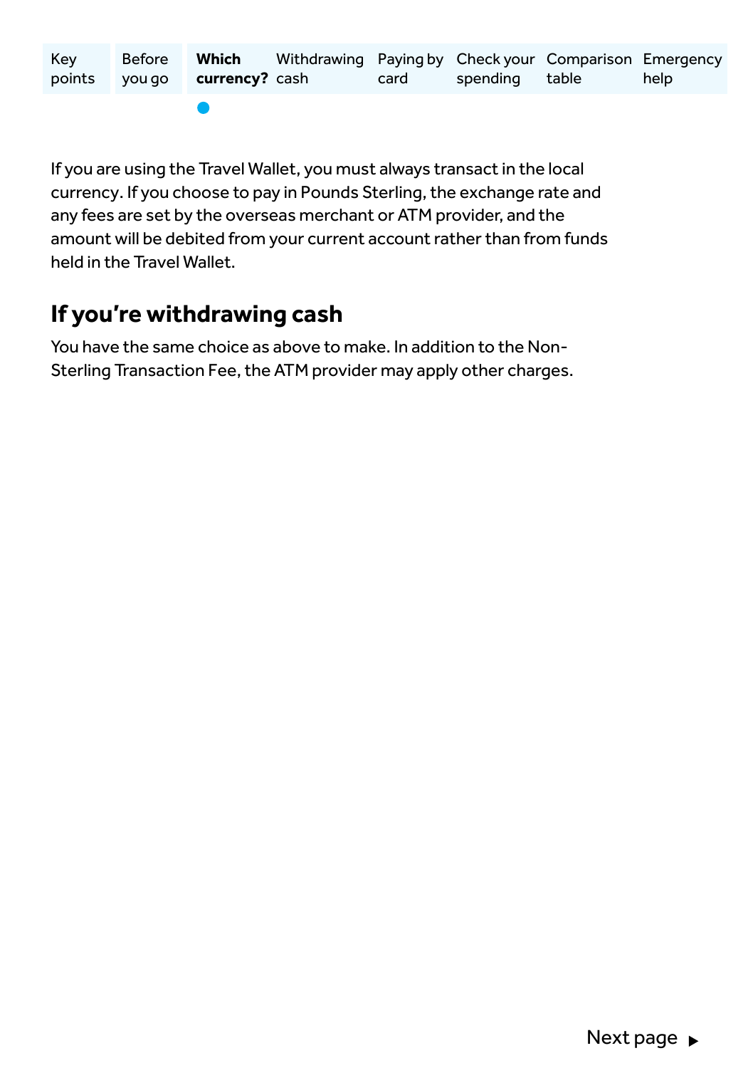If you are using the Travel Wallet, you must always transact in the local currency. If you choose to pay in Pounds Sterling, the exchange rate and any fees are set by the overseas merchant or ATM provider, and the amount will be debited from your current account rather than from funds held in the Travel Wallet.

## If you're withdrawing cash

You have the same choice as above to make. In addition to the Non-Sterling Transaction Fee, the ATM provider may apply other charges.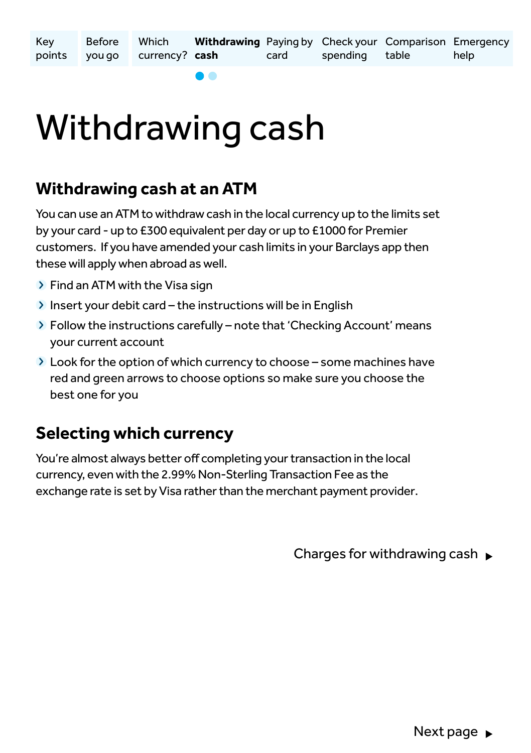Key points | Before you go | Which currency? | **Withdrawing cash** | Paying by card | Check your spending | Comparison table | Emergency help

# Withdrawing cash

## Withdrawing cash at an ATM

You can use an ATM to withdraw cash in the local currency up to the limits set by your card - up to £300 equivalent per day or up to £1000 for Premier customers. If you have amended your cash limits in your Barclays app then these will apply when abroad as well.

- Find an ATM with the Visa sign
- Insert your debit card – the instructions will be in English
- Follow the instructions carefully – note that 'Checking Account' means your current account
- Look for the option of which currency to choose – some machines have red and green arrows to choose options so make sure you choose the best one for you

## Selecting which currency

You're almost always better off completing your transaction in the local currency, even with the 2.99% Non-Sterling Transaction Fee as the exchange rate is set by Visa rather than the merchant payment provider.

Charges for withdrawing cash ▶

Next page ▶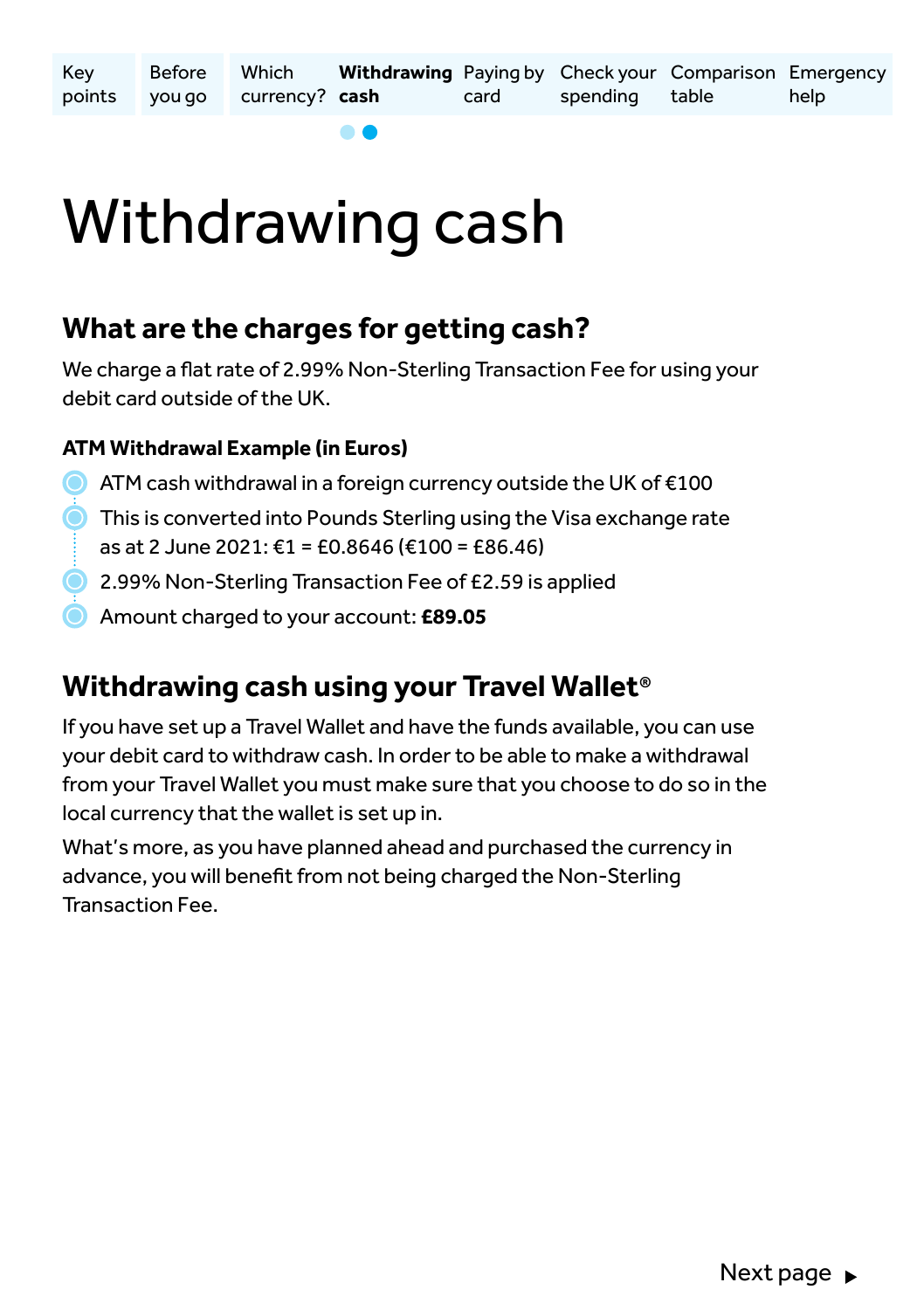# Withdrawing cash

## What are the charges for getting cash?

We charge a flat rate of 2.99% Non-Sterling Transaction Fee for using your debit card outside of the UK.

### ATM Withdrawal Example (in Euros)

- ATM cash withdrawal in a foreign currency outside the UK of €100
- This is converted into Pounds Sterling using the Visa exchange rate as at 2 June 2021: €1 = £0.8646 (€100 = £86.46)
- 2.99% Non-Sterling Transaction Fee of £2.59 is applied
- Amount charged to your account: **£89.05**

## Withdrawing cash using your Travel Wallet®

If you have set up a Travel Wallet and have the funds available, you can use your debit card to withdraw cash. In order to be able to make a withdrawal from your Travel Wallet you must make sure that you choose to do so in the local currency that the wallet is set up in.

What's more, as you have planned ahead and purchased the currency in advance, you will benefit from not being charged the Non-Sterling Transaction Fee.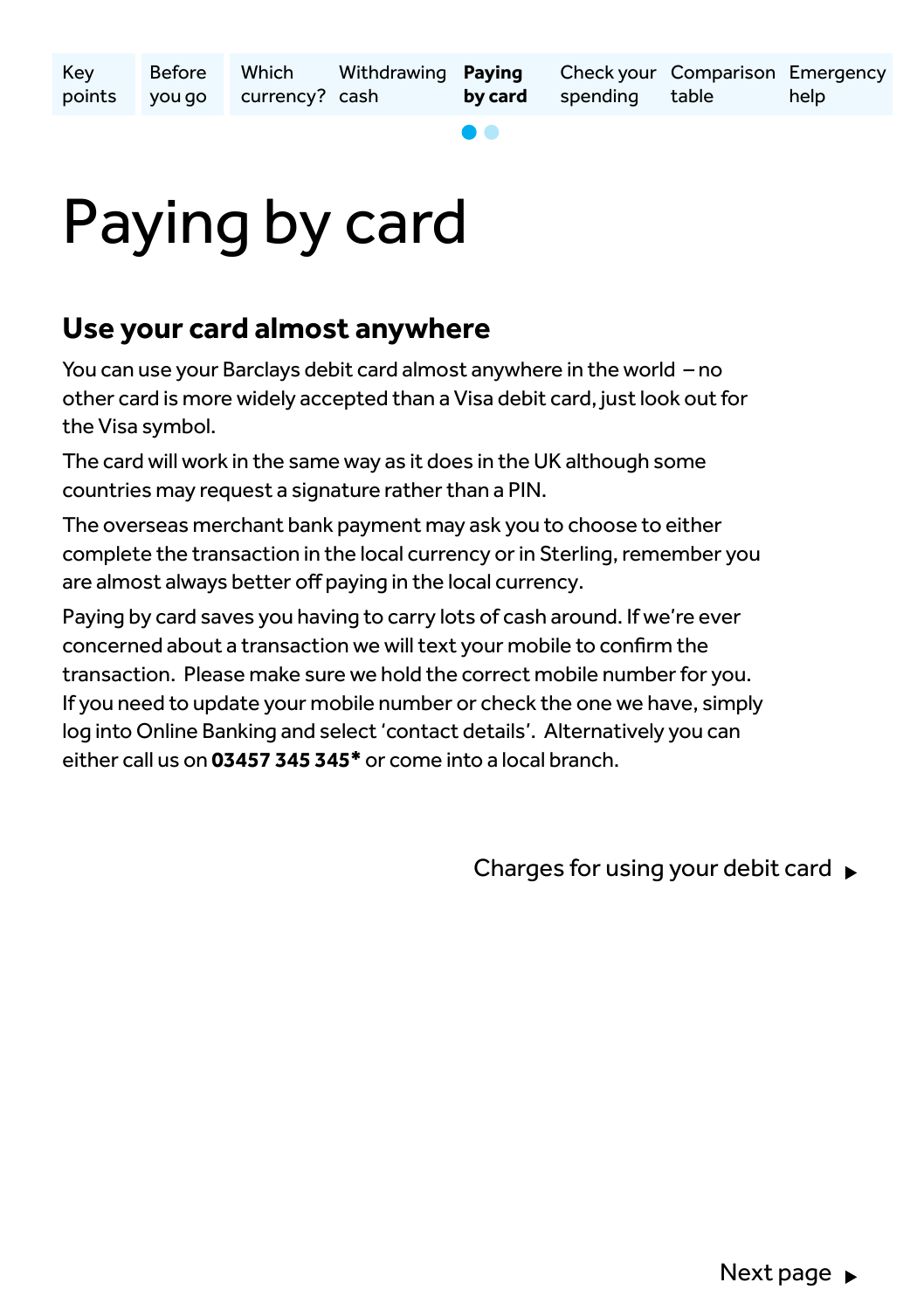# Paying by card

## Use your card almost anywhere

You can use your Barclays debit card almost anywhere in the world – no other card is more widely accepted than a Visa debit card, just look out for the Visa symbol.

The card will work in the same way as it does in the UK although some countries may request a signature rather than a PIN.

The overseas merchant bank payment may ask you to choose to either complete the transaction in the local currency or in Sterling, remember you are almost always better off paying in the local currency.

Paying by card saves you having to carry lots of cash around. If we're ever concerned about a transaction we will text your mobile to confirm the transaction. Please make sure we hold the correct mobile number for you. If you need to update your mobile number or check the one we have, simply log into Online Banking and select 'contact details'. Alternatively you can either call us on **03457 345 345*** or come into a local branch.

Charges for using your debit card ▶

Next page ▶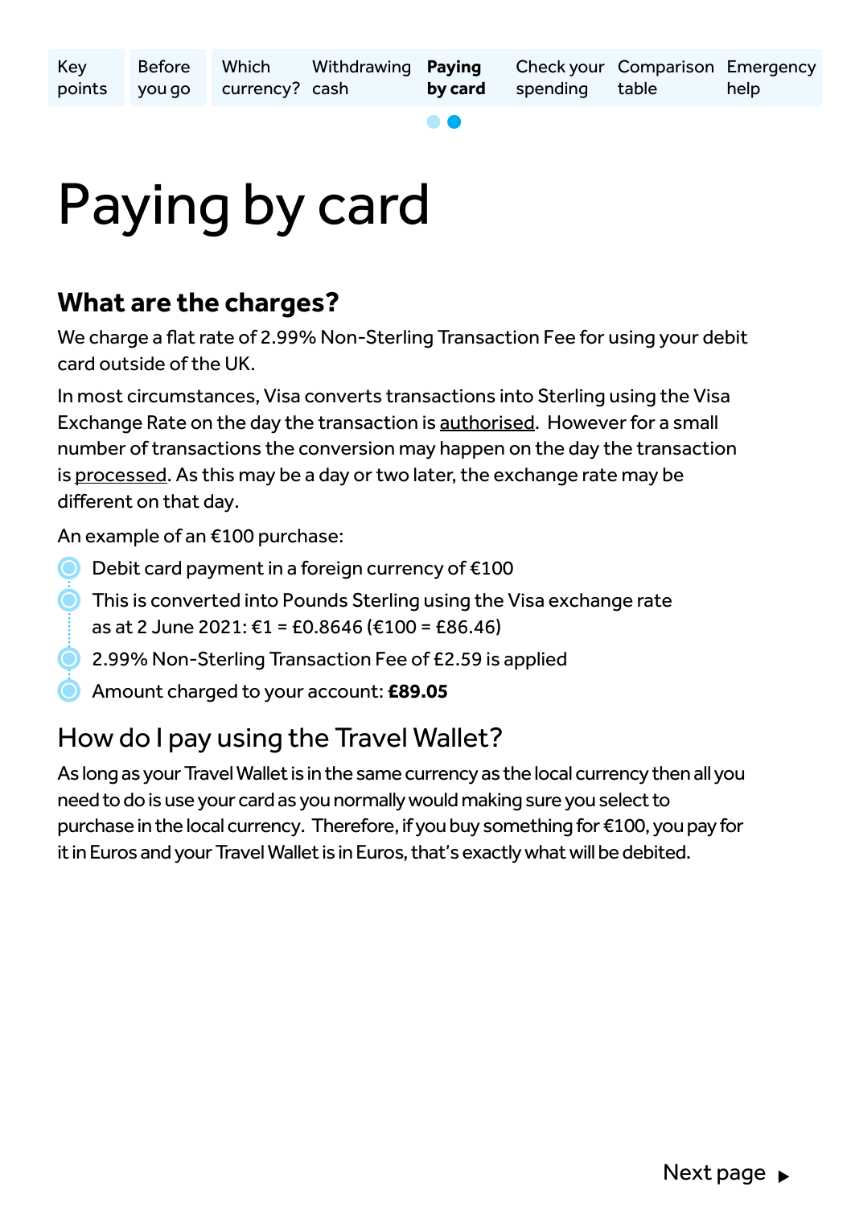# Paying by card

## What are the charges?

We charge a flat rate of 2.99% Non-Sterling Transaction Fee for using your debit card outside of the UK.

In most circumstances, Visa converts transactions into Sterling using the Visa Exchange Rate on the day the transaction is authorised. However for a small number of transactions the conversion may happen on the day the transaction is processed. As this may be a day or two later, the exchange rate may be different on that day.

An example of an €100 purchase:

- Debit card payment in a foreign currency of €100
- This is converted into Pounds Sterling using the Visa exchange rate as at 2 June 2021: €1 = £0.8646 (€100 = £86.46)
- 2.99% Non-Sterling Transaction Fee of £2.59 is applied
- Amount charged to your account: **£89.05**

## How do I pay using the Travel Wallet?

As long as your Travel Wallet is in the same currency as the local currency then all you need to do is use your card as you normally would making sure you select to purchase in the local currency. Therefore, if you buy something for €100, you pay for it in Euros and your Travel Wallet is in Euros, that's exactly what will be debited.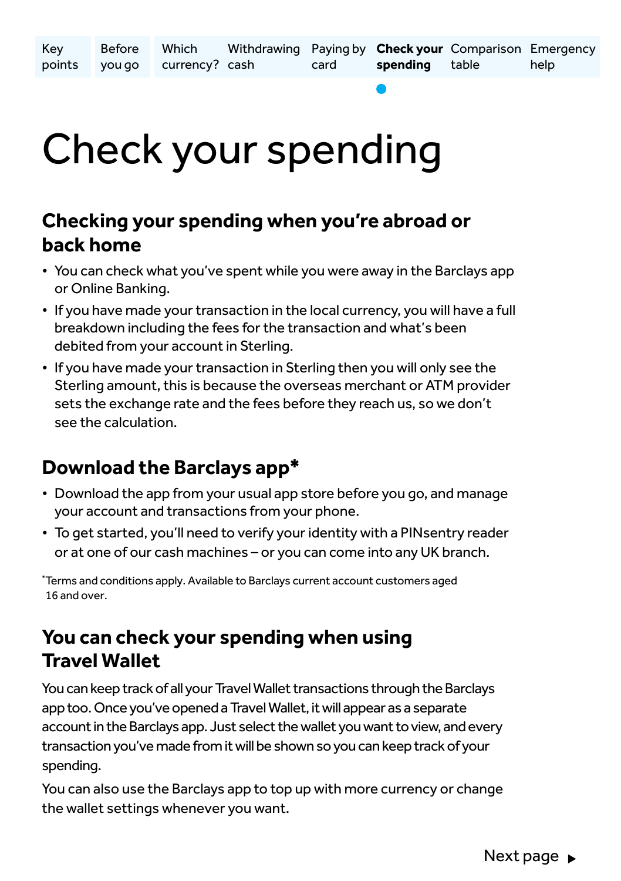# Check your spending

## Checking your spending when you're abroad or back home

- You can check what you've spent while you were away in the Barclays app or Online Banking.
- If you have made your transaction in the local currency, you will have a full breakdown including the fees for the transaction and what's been debited from your account in Sterling.
- If you have made your transaction in Sterling then you will only see the Sterling amount, this is because the overseas merchant or ATM provider sets the exchange rate and the fees before they reach us, so we don't see the calculation.

## Download the Barclays app*

- Download the app from your usual app store before you go, and manage your account and transactions from your phone.
- To get started, you'll need to verify your identity with a PINsentry reader or at one of our cash machines – or you can come into any UK branch.

*Terms and conditions apply. Available to Barclays current account customers aged 16 and over.

## You can check your spending when using Travel Wallet

You can keep track of all your Travel Wallet transactions through the Barclays app too. Once you've opened a Travel Wallet, it will appear as a separate account in the Barclays app. Just select the wallet you want to view, and every transaction you've made from it will be shown so you can keep track of your spending.

You can also use the Barclays app to top up with more currency or change the wallet settings whenever you want.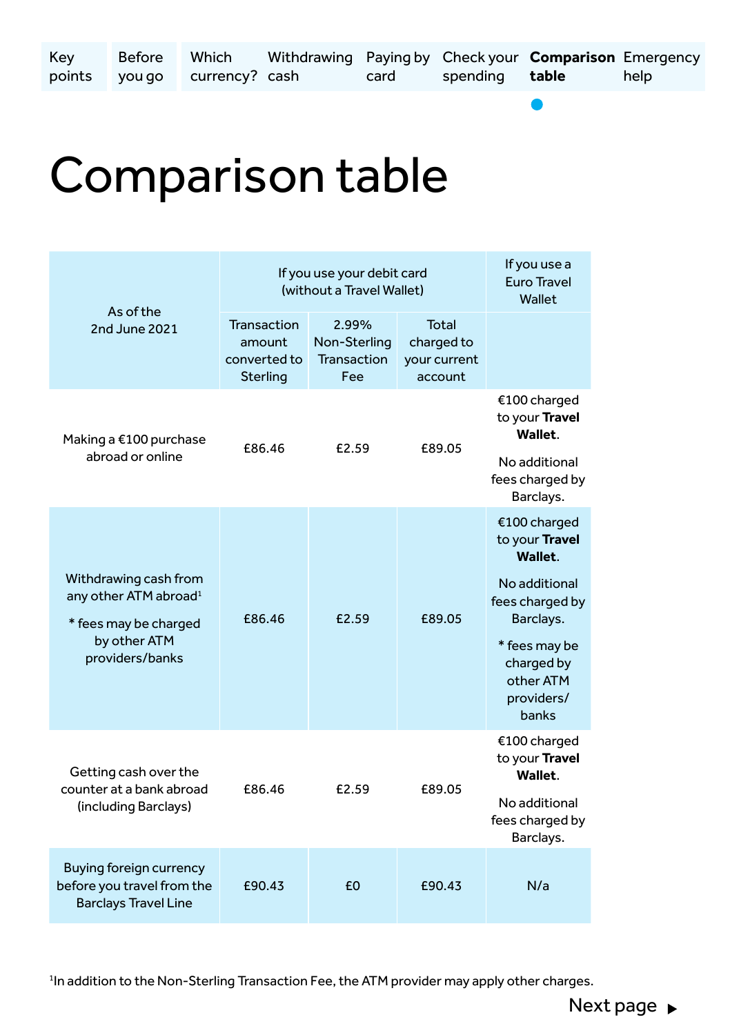# Comparison table

| As of the 2nd June 2021 | If you use your debit card (without a Travel Wallet) | | | If you use a Euro Travel Wallet |
|---|---|---|---|---|
| | Transaction amount converted to Sterling | 2.99% Non-Sterling Transaction Fee | Total charged to your current account | |
| Making a €100 purchase abroad or online | £86.46 | £2.59 | £89.05 | €100 charged to your **Travel Wallet**. No additional fees charged by Barclays. |
| Withdrawing cash from any other ATM abroad[1] * fees may be charged by other ATM providers/banks | £86.46 | £2.59 | £89.05 | €100 charged to your **Travel Wallet**. No additional fees charged by Barclays. * fees may be charged by other ATM providers/ banks |
| Getting cash over the counter at a bank abroad (including Barclays) | £86.46 | £2.59 | £89.05 | €100 charged to your **Travel Wallet**. No additional fees charged by Barclays. |
| Buying foreign currency before you travel from the Barclays Travel Line | £90.43 | £0 | £90.43 | N/a |

[1]In addition to the Non-Sterling Transaction Fee, the ATM provider may apply other charges.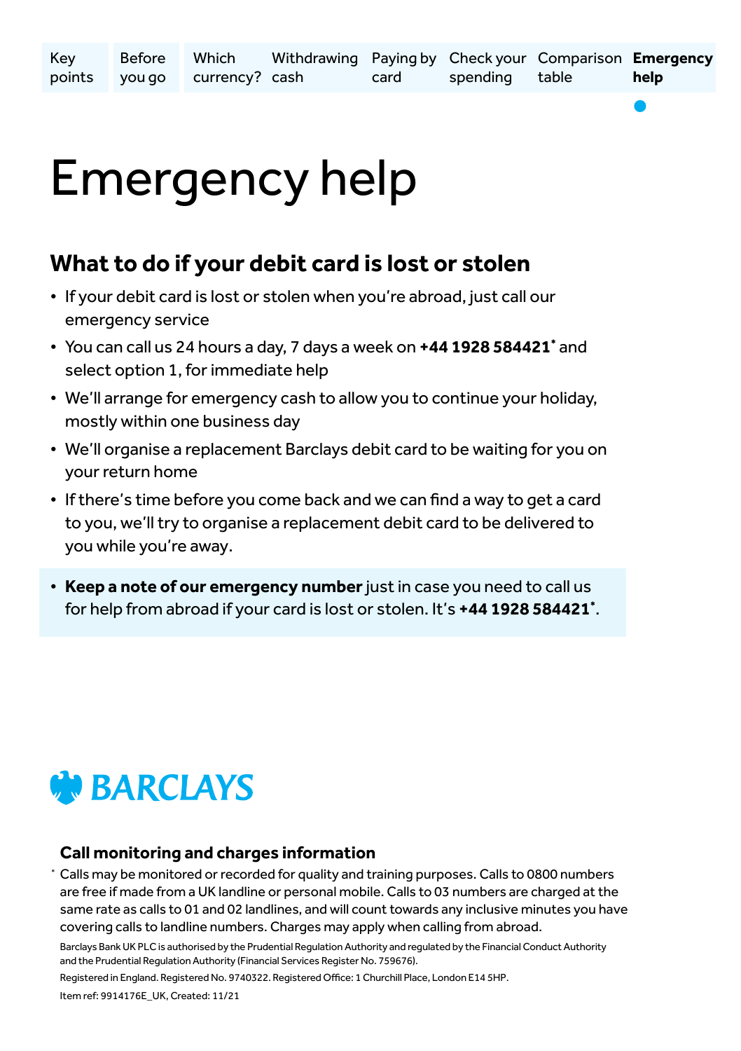Key points | Before you go | Which currency? | Withdrawing cash | Paying by card | Check your spending | Comparison table | **Emergency help**

# Emergency help

## What to do if your debit card is lost or stolen

- If your debit card is lost or stolen when you're abroad, just call our emergency service
- You can call us 24 hours a day, 7 days a week on **+44 1928 584421*** and select option 1, for immediate help
- We'll arrange for emergency cash to allow you to continue your holiday, mostly within one business day
- We'll organise a replacement Barclays debit card to be waiting for you on your return home
- If there's time before you come back and we can find a way to get a card to you, we'll try to organise a replacement debit card to be delivered to you while you're away.

- **Keep a note of our emergency number** just in case you need to call us for help from abroad if your card is lost or stolen. It's **+44 1928 584421***.

BARCLAYS

**Call monitoring and charges information**

* Calls may be monitored or recorded for quality and training purposes. Calls to 0800 numbers are free if made from a UK landline or personal mobile. Calls to 03 numbers are charged at the same rate as calls to 01 and 02 landlines, and will count towards any inclusive minutes you have covering calls to landline numbers. Charges may apply when calling from abroad.

Barclays Bank UK PLC is authorised by the Prudential Regulation Authority and regulated by the Financial Conduct Authority and the Prudential Regulation Authority (Financial Services Register No. 759676).

Registered in England. Registered No. 9740322. Registered Office: 1 Churchill Place, London E14 5HP.

Item ref: 9914176E_UK, Created: 11/21